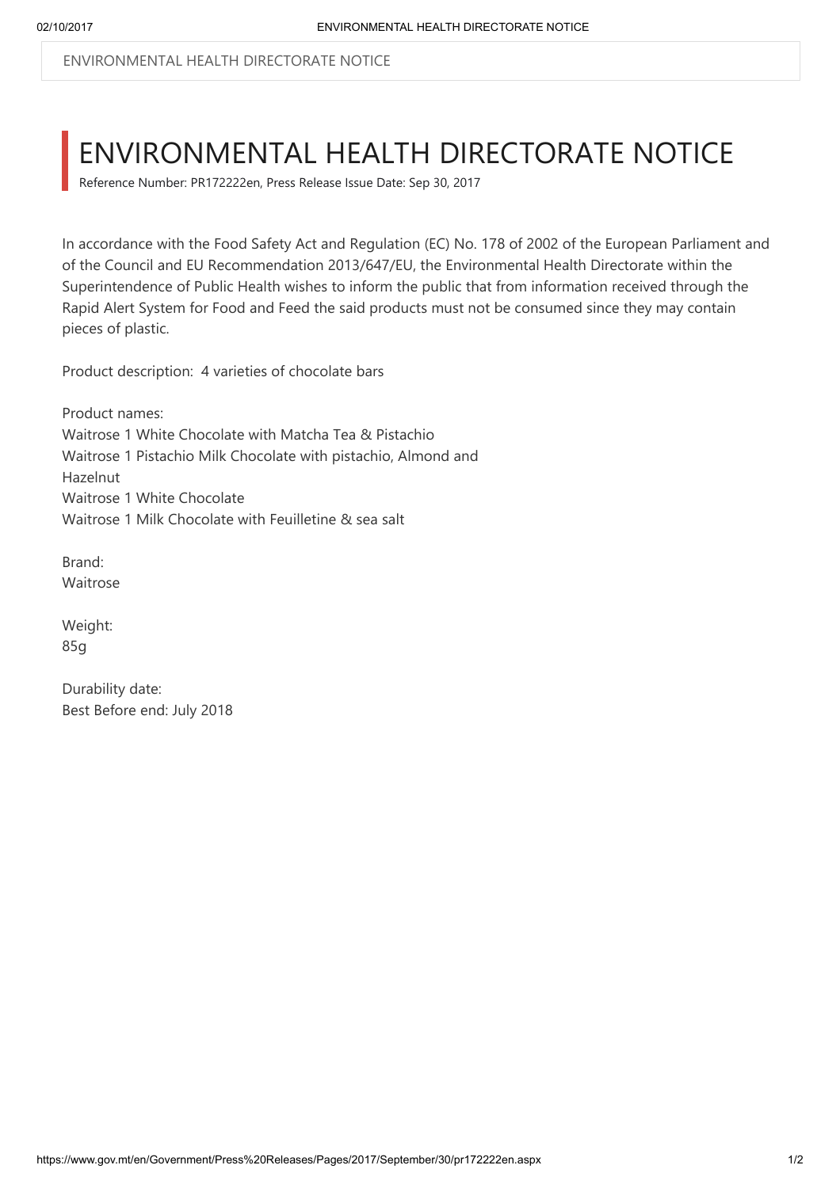ENVIRONMENTAL HEALTH DIRECTORATE NOTICE

# ENVIRONMENTAL HEALTH DIRECTORATE NOTICE

Reference Number: PR172222en, Press Release Issue Date: Sep 30, 2017

In accordance with the Food Safety Act and Regulation (EC) No. 178 of 2002 of the European Parliament and of the Council and EU Recommendation 2013/647/EU, the Environmental Health Directorate within the Superintendence of Public Health wishes to inform the public that from information received through the Rapid Alert System for Food and Feed the said products must not be consumed since they may contain pieces of plastic.

Product description: 4 varieties of chocolate bars

Product names:
Waitrose 1 White Chocolate with Matcha Tea & Pistachio
Waitrose 1 Pistachio Milk Chocolate with pistachio, Almond and Hazelnut
Waitrose 1 White Chocolate
Waitrose 1 Milk Chocolate with Feuilletine & sea salt

Brand:
Waitrose

Weight:
85g

Durability date:
Best Before end: July 2018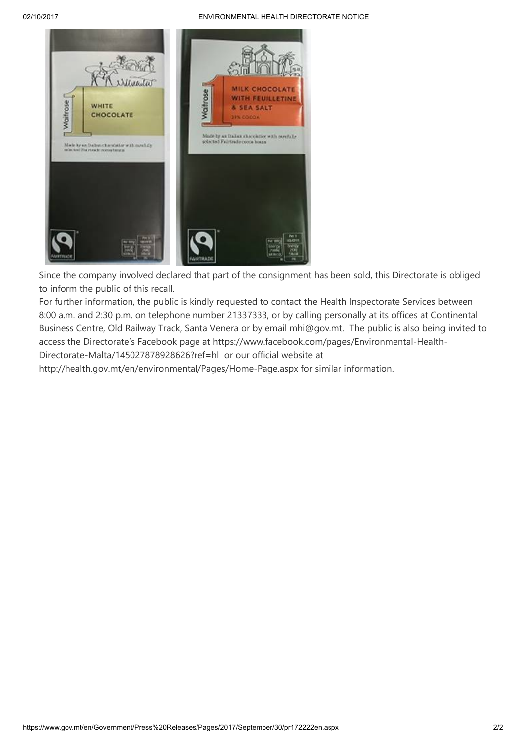Since the company involved declared that part of the consignment has been sold, this Directorate is obliged to inform the public of this recall.

For further information, the public is kindly requested to contact the Health Inspectorate Services between 8:00 a.m. and 2:30 p.m. on telephone number 21337333, or by calling personally at its offices at Continental Business Centre, Old Railway Track, Santa Venera or by email mhi@gov.mt. The public is also being invited to access the Directorate's Facebook page at https://www.facebook.com/pages/Environmental-Health-Directorate-Malta/145027878928626?ref=hl or our official website at http://health.gov.mt/en/environmental/Pages/Home-Page.aspx for similar information.